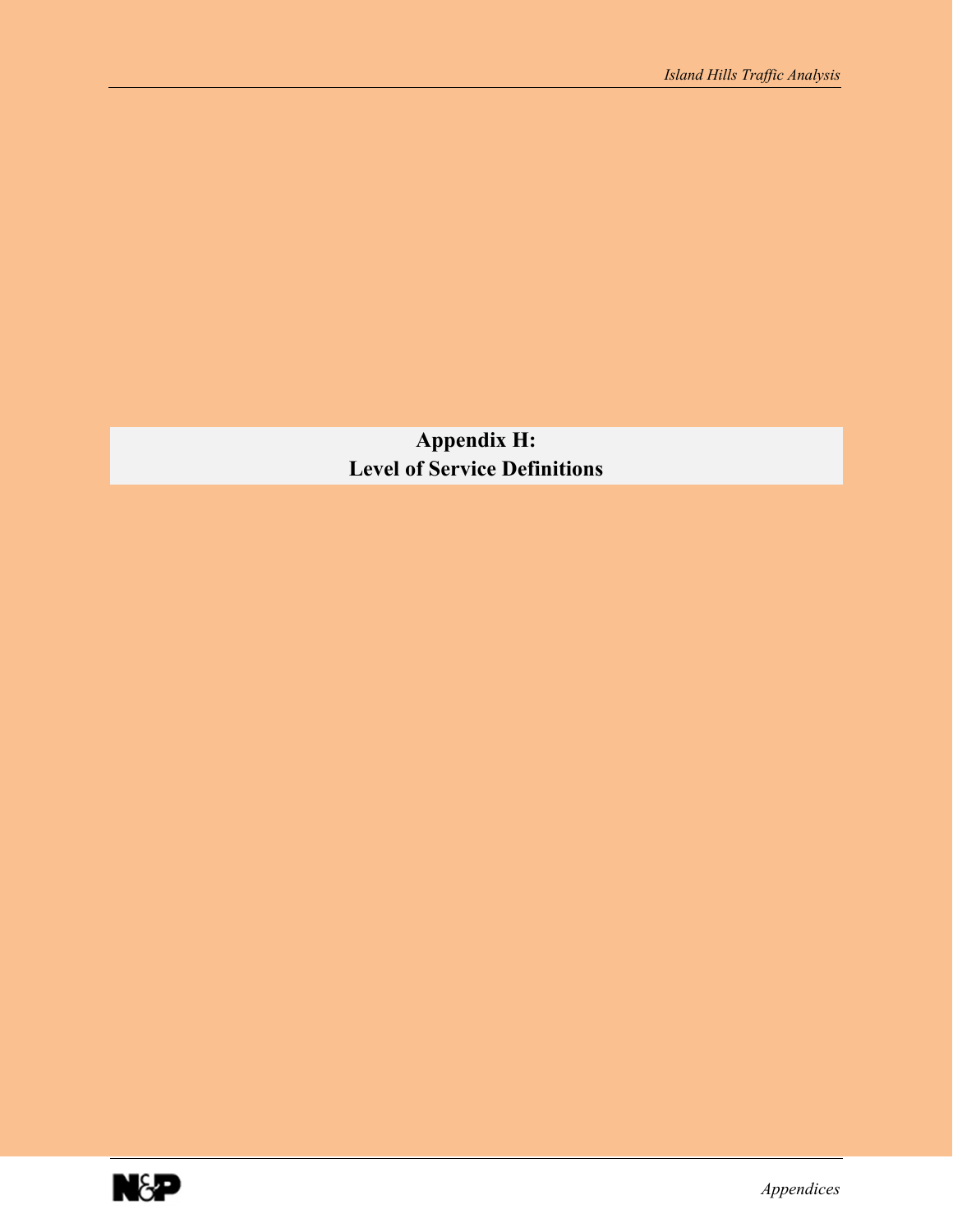# Appendix H:
# Level of Service Definitions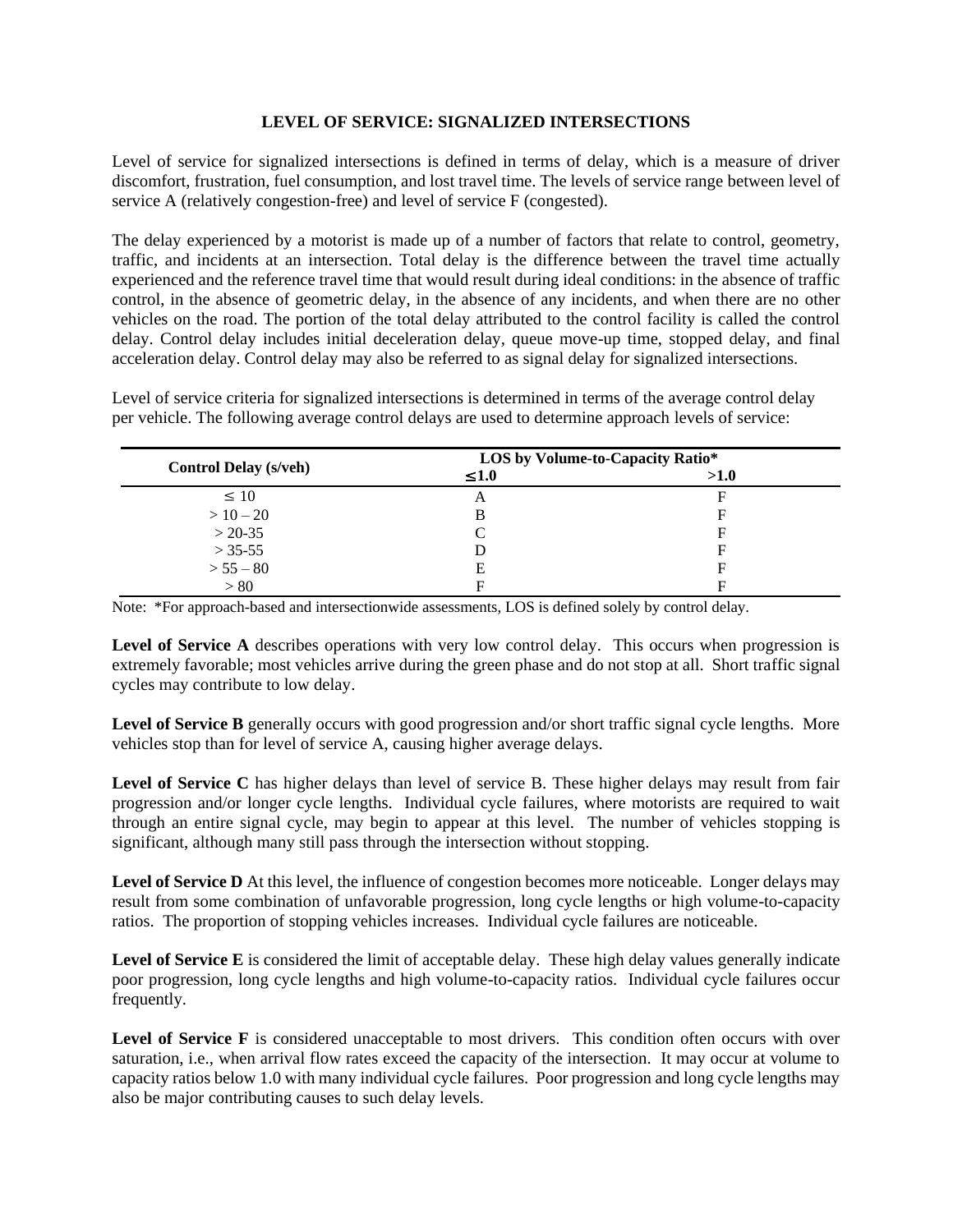# LEVEL OF SERVICE: SIGNALIZED INTERSECTIONS

Level of service for signalized intersections is defined in terms of delay, which is a measure of driver discomfort, frustration, fuel consumption, and lost travel time. The levels of service range between level of service A (relatively congestion-free) and level of service F (congested).

The delay experienced by a motorist is made up of a number of factors that relate to control, geometry, traffic, and incidents at an intersection. Total delay is the difference between the travel time actually experienced and the reference travel time that would result during ideal conditions: in the absence of traffic control, in the absence of geometric delay, in the absence of any incidents, and when there are no other vehicles on the road. The portion of the total delay attributed to the control facility is called the control delay. Control delay includes initial deceleration delay, queue move-up time, stopped delay, and final acceleration delay. Control delay may also be referred to as signal delay for signalized intersections.

Level of service criteria for signalized intersections is determined in terms of the average control delay per vehicle. The following average control delays are used to determine approach levels of service:

| Control Delay (s/veh) | LOS by Volume-to-Capacity Ratio* | |
|---|---|---|
| | ≤1.0 | >1.0 |
| ≤ 10 | A | F |
| > 10 – 20 | B | F |
| > 20-35 | C | F |
| > 35-55 | D | F |
| > 55 – 80 | E | F |
| > 80 | F | F |

Note: *For approach-based and intersectionwide assessments, LOS is defined solely by control delay.

**Level of Service A** describes operations with very low control delay. This occurs when progression is extremely favorable; most vehicles arrive during the green phase and do not stop at all. Short traffic signal cycles may contribute to low delay.

**Level of Service B** generally occurs with good progression and/or short traffic signal cycle lengths. More vehicles stop than for level of service A, causing higher average delays.

**Level of Service C** has higher delays than level of service B. These higher delays may result from fair progression and/or longer cycle lengths. Individual cycle failures, where motorists are required to wait through an entire signal cycle, may begin to appear at this level. The number of vehicles stopping is significant, although many still pass through the intersection without stopping.

**Level of Service D** At this level, the influence of congestion becomes more noticeable. Longer delays may result from some combination of unfavorable progression, long cycle lengths or high volume-to-capacity ratios. The proportion of stopping vehicles increases. Individual cycle failures are noticeable.

**Level of Service E** is considered the limit of acceptable delay. These high delay values generally indicate poor progression, long cycle lengths and high volume-to-capacity ratios. Individual cycle failures occur frequently.

**Level of Service F** is considered unacceptable to most drivers. This condition often occurs with over saturation, i.e., when arrival flow rates exceed the capacity of the intersection. It may occur at volume to capacity ratios below 1.0 with many individual cycle failures. Poor progression and long cycle lengths may also be major contributing causes to such delay levels.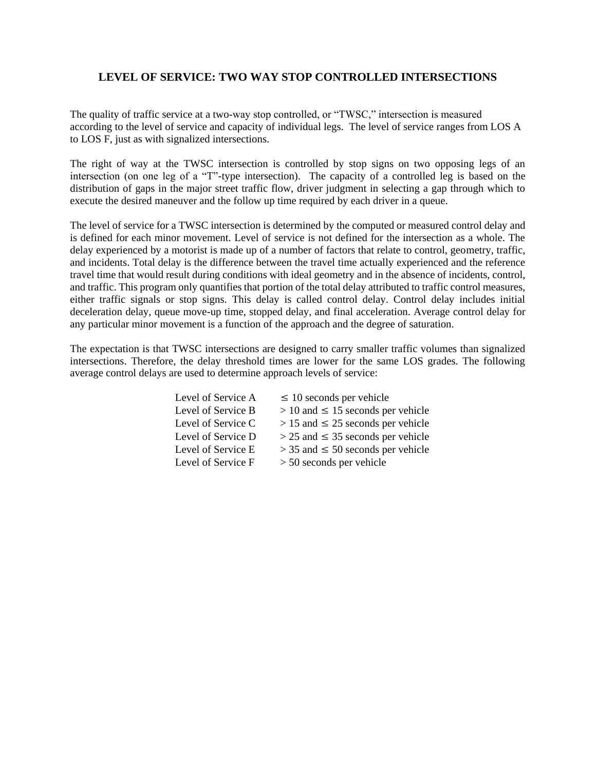## LEVEL OF SERVICE: TWO WAY STOP CONTROLLED INTERSECTIONS

The quality of traffic service at a two-way stop controlled, or "TWSC," intersection is measured according to the level of service and capacity of individual legs. The level of service ranges from LOS A to LOS F, just as with signalized intersections.

The right of way at the TWSC intersection is controlled by stop signs on two opposing legs of an intersection (on one leg of a "T"-type intersection). The capacity of a controlled leg is based on the distribution of gaps in the major street traffic flow, driver judgment in selecting a gap through which to execute the desired maneuver and the follow up time required by each driver in a queue.

The level of service for a TWSC intersection is determined by the computed or measured control delay and is defined for each minor movement. Level of service is not defined for the intersection as a whole. The delay experienced by a motorist is made up of a number of factors that relate to control, geometry, traffic, and incidents. Total delay is the difference between the travel time actually experienced and the reference travel time that would result during conditions with ideal geometry and in the absence of incidents, control, and traffic. This program only quantifies that portion of the total delay attributed to traffic control measures, either traffic signals or stop signs. This delay is called control delay. Control delay includes initial deceleration delay, queue move-up time, stopped delay, and final acceleration. Average control delay for any particular minor movement is a function of the approach and the degree of saturation.

The expectation is that TWSC intersections are designed to carry smaller traffic volumes than signalized intersections. Therefore, the delay threshold times are lower for the same LOS grades. The following average control delays are used to determine approach levels of service:

| | |
|---|---|
| Level of Service A | ≤ 10 seconds per vehicle |
| Level of Service B | > 10 and ≤ 15 seconds per vehicle |
| Level of Service C | > 15 and ≤ 25 seconds per vehicle |
| Level of Service D | > 25 and ≤ 35 seconds per vehicle |
| Level of Service E | > 35 and ≤ 50 seconds per vehicle |
| Level of Service F | > 50 seconds per vehicle |